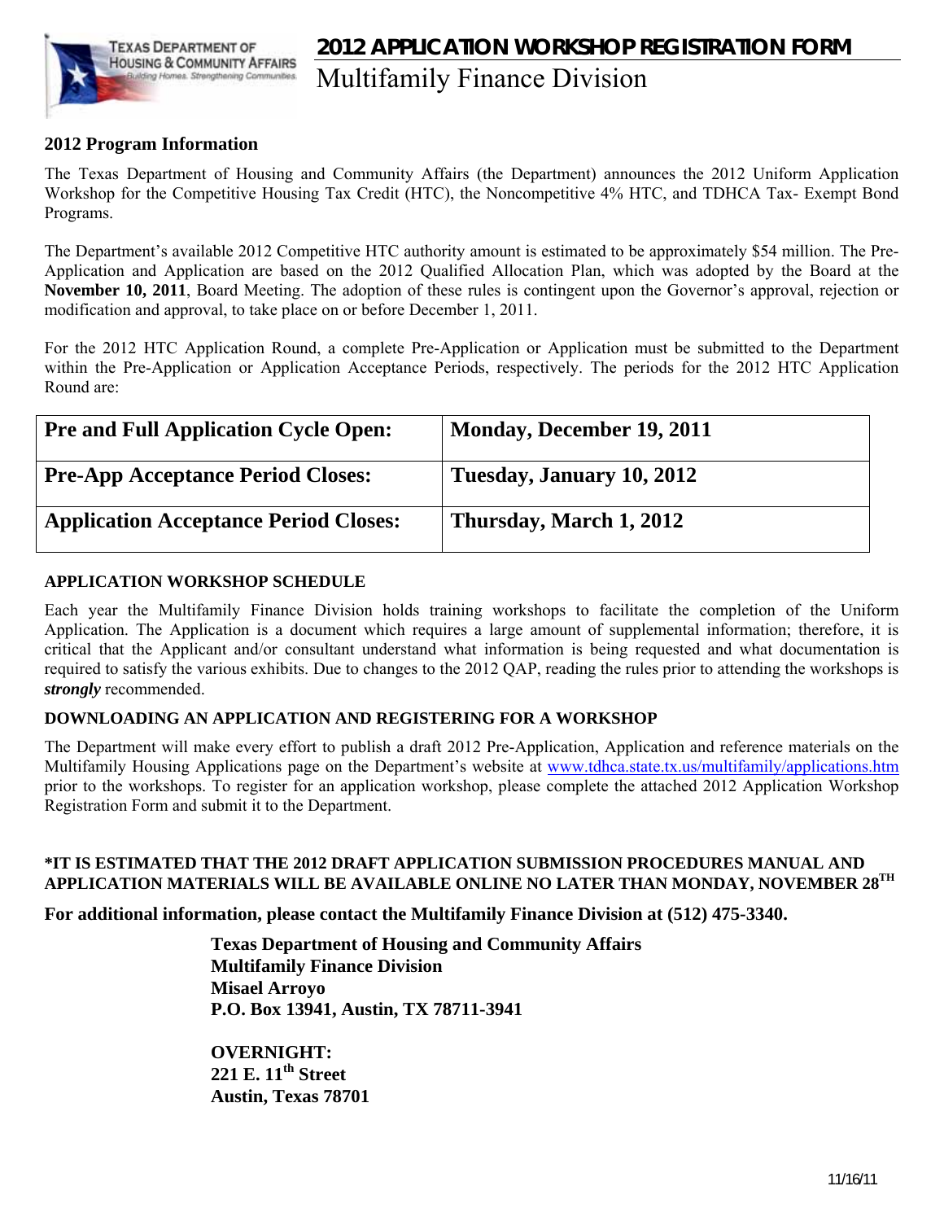# 2012 APPLICATION WORKSHOP REGISTRATION FORM

Multifamily Finance Division

## 2012 Program Information

The Texas Department of Housing and Community Affairs (the Department) announces the 2012 Uniform Application Workshop for the Competitive Housing Tax Credit (HTC), the Noncompetitive 4% HTC, and TDHCA Tax- Exempt Bond Programs.

The Department's available 2012 Competitive HTC authority amount is estimated to be approximately $54 million. The Pre-Application and Application are based on the 2012 Qualified Allocation Plan, which was adopted by the Board at the **November 10, 2011**, Board Meeting. The adoption of these rules is contingent upon the Governor's approval, rejection or modification and approval, to take place on or before December 1, 2011.

For the 2012 HTC Application Round, a complete Pre-Application or Application must be submitted to the Department within the Pre-Application or Application Acceptance Periods, respectively. The periods for the 2012 HTC Application Round are:

| | |
|---|---|
| **Pre and Full Application Cycle Open:** | **Monday, December 19, 2011** |
| **Pre-App Acceptance Period Closes:** | **Tuesday, January 10, 2012** |
| **Application Acceptance Period Closes:** | **Thursday, March 1, 2012** |

### APPLICATION WORKSHOP SCHEDULE

Each year the Multifamily Finance Division holds training workshops to facilitate the completion of the Uniform Application. The Application is a document which requires a large amount of supplemental information; therefore, it is critical that the Applicant and/or consultant understand what information is being requested and what documentation is required to satisfy the various exhibits. Due to changes to the 2012 QAP, reading the rules prior to attending the workshops is ***strongly*** recommended.

### DOWNLOADING AN APPLICATION AND REGISTERING FOR A WORKSHOP

The Department will make every effort to publish a draft 2012 Pre-Application, Application and reference materials on the Multifamily Housing Applications page on the Department's website at www.tdhca.state.tx.us/multifamily/applications.htm prior to the workshops. To register for an application workshop, please complete the attached 2012 Application Workshop Registration Form and submit it to the Department.

**\*IT IS ESTIMATED THAT THE 2012 DRAFT APPLICATION SUBMISSION PROCEDURES MANUAL AND APPLICATION MATERIALS WILL BE AVAILABLE ONLINE NO LATER THAN MONDAY, NOVEMBER 28TH**

**For additional information, please contact the Multifamily Finance Division at (512) 475-3340.**

**Texas Department of Housing and Community Affairs**
**Multifamily Finance Division**
**Misael Arroyo**
**P.O. Box 13941, Austin, TX 78711-3941**

**OVERNIGHT:**
**221 E. 11th Street**
**Austin, Texas 78701**

11/16/11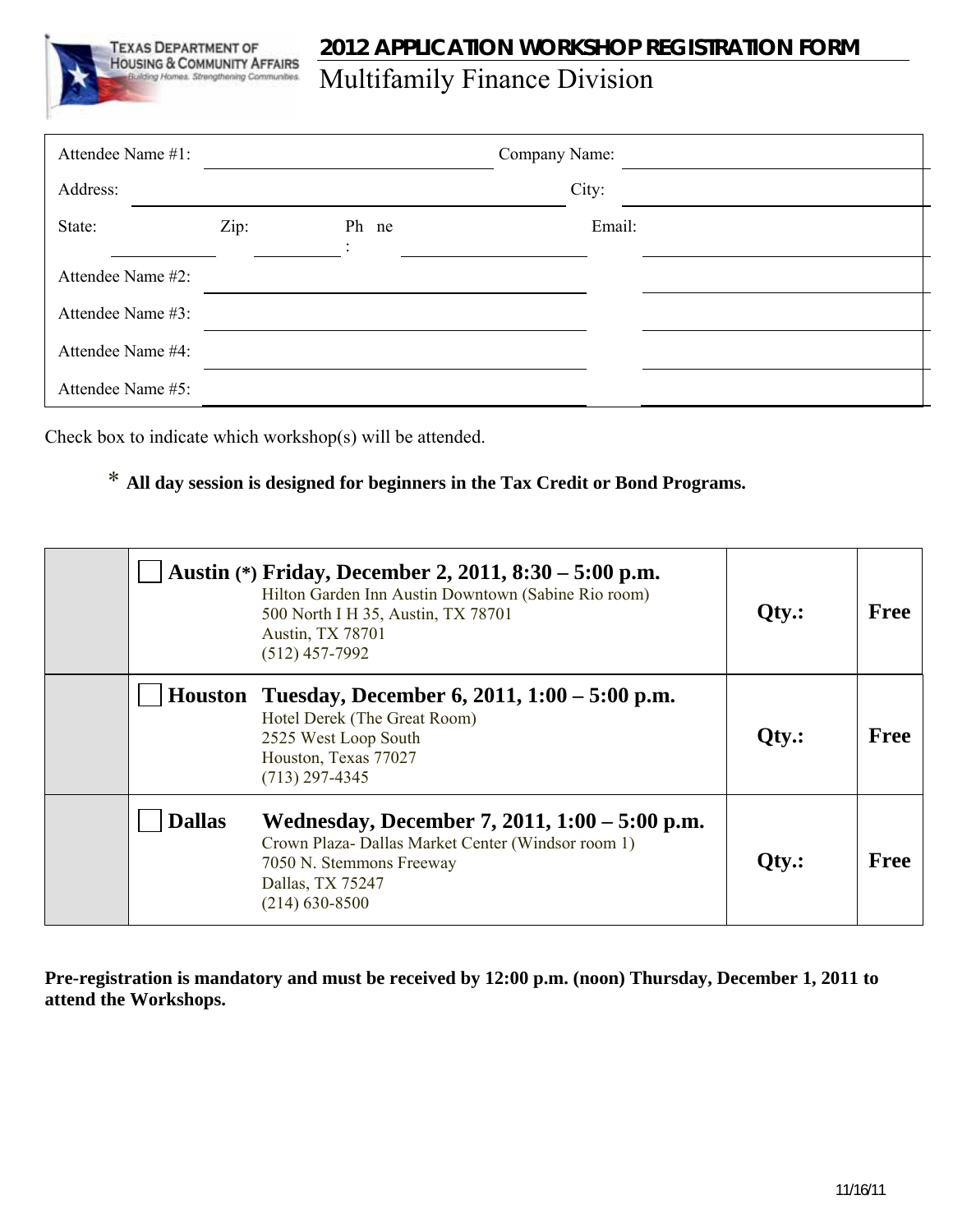TEXAS DEPARTMENT OF HOUSING & COMMUNITY AFFAIRS
Building Homes. Strengthening Communities.

# 2012 APPLICATION WORKSHOP REGISTRATION FORM

## Multifamily Finance Division

| | | | |
|---|---|---|---|
| Attendee Name #1: | | Company Name: | |
| Address: | | City: | |
| State: | Zip: | Phone: | Email: |
| Attendee Name #2: | | | |
| Attendee Name #3: | | | |
| Attendee Name #4: | | | |
| Attendee Name #5: | | | |

Check box to indicate which workshop(s) will be attended.

\* **All day session is designed for beginners in the Tax Credit or Bond Programs.**

| | | | | |
|---|---|---|---|---|
| | ☐ **Austin (\*)** | **Friday, December 2, 2011, 8:30 – 5:00 p.m.**<br>Hilton Garden Inn Austin Downtown (Sabine Rio room)<br>500 North I H 35, Austin, TX 78701<br>Austin, TX 78701<br>(512) 457-7992 | **Qty.:** | **Free** |
| | ☐ **Houston** | **Tuesday, December 6, 2011, 1:00 – 5:00 p.m.**<br>Hotel Derek (The Great Room)<br>2525 West Loop South<br>Houston, Texas 77027<br>(713) 297-4345 | **Qty.:** | **Free** |
| | ☐ **Dallas** | **Wednesday, December 7, 2011, 1:00 – 5:00 p.m.**<br>Crown Plaza- Dallas Market Center (Windsor room 1)<br>7050 N. Stemmons Freeway<br>Dallas, TX 75247<br>(214) 630-8500 | **Qty.:** | **Free** |

**Pre-registration is mandatory and must be received by 12:00 p.m. (noon) Thursday, December 1, 2011 to attend the Workshops.**

11/16/11